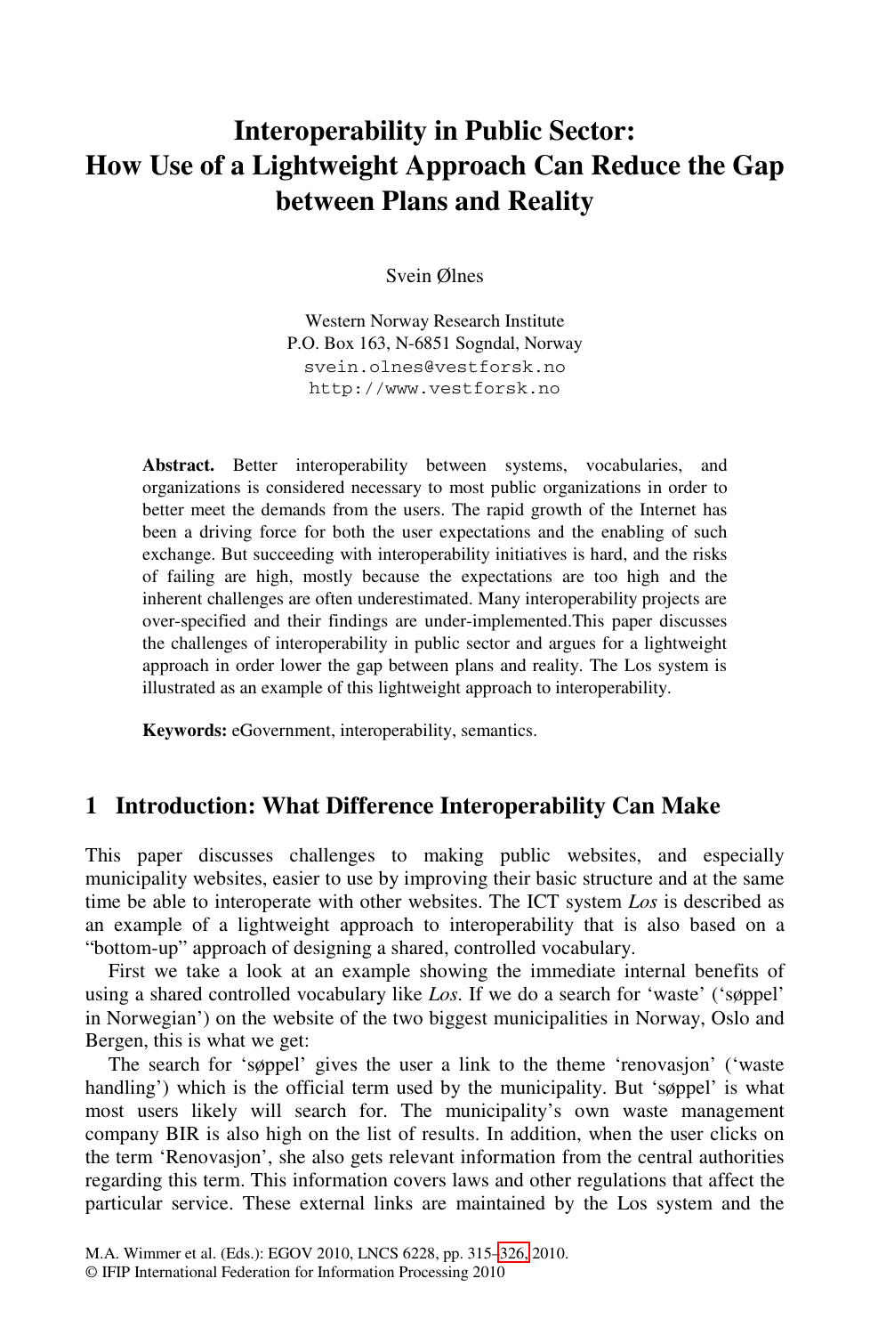# Interoperability in Public Sector: How Use of a Lightweight Approach Can Reduce the Gap between Plans and Reality

Svein Ølnes

Western Norway Research Institute
P.O. Box 163, N-6851 Sogndal, Norway
svein.olnes@vestforsk.no
http://www.vestforsk.no

**Abstract.** Better interoperability between systems, vocabularies, and organizations is considered necessary to most public organizations in order to better meet the demands from the users. The rapid growth of the Internet has been a driving force for both the user expectations and the enabling of such exchange. But succeeding with interoperability initiatives is hard, and the risks of failing are high, mostly because the expectations are too high and the inherent challenges are often underestimated. Many interoperability projects are over-specified and their findings are under-implemented.This paper discusses the challenges of interoperability in public sector and argues for a lightweight approach in order lower the gap between plans and reality. The Los system is illustrated as an example of this lightweight approach to interoperability.

**Keywords:** eGovernment, interoperability, semantics.

## 1 Introduction: What Difference Interoperability Can Make

This paper discusses challenges to making public websites, and especially municipality websites, easier to use by improving their basic structure and at the same time be able to interoperate with other websites. The ICT system *Los* is described as an example of a lightweight approach to interoperability that is also based on a "bottom-up" approach of designing a shared, controlled vocabulary.

First we take a look at an example showing the immediate internal benefits of using a shared controlled vocabulary like *Los*. If we do a search for 'waste' ('søppel' in Norwegian') on the website of the two biggest municipalities in Norway, Oslo and Bergen, this is what we get:

The search for 'søppel' gives the user a link to the theme 'renovasjon' ('waste handling') which is the official term used by the municipality. But 'søppel' is what most users likely will search for. The municipality's own waste management company BIR is also high on the list of results. In addition, when the user clicks on the term 'Renovasjon', she also gets relevant information from the central authorities regarding this term. This information covers laws and other regulations that affect the particular service. These external links are maintained by the Los system and the

M.A. Wimmer et al. (Eds.): EGOV 2010, LNCS 6228, pp. 315–326, 2010.
© IFIP International Federation for Information Processing 2010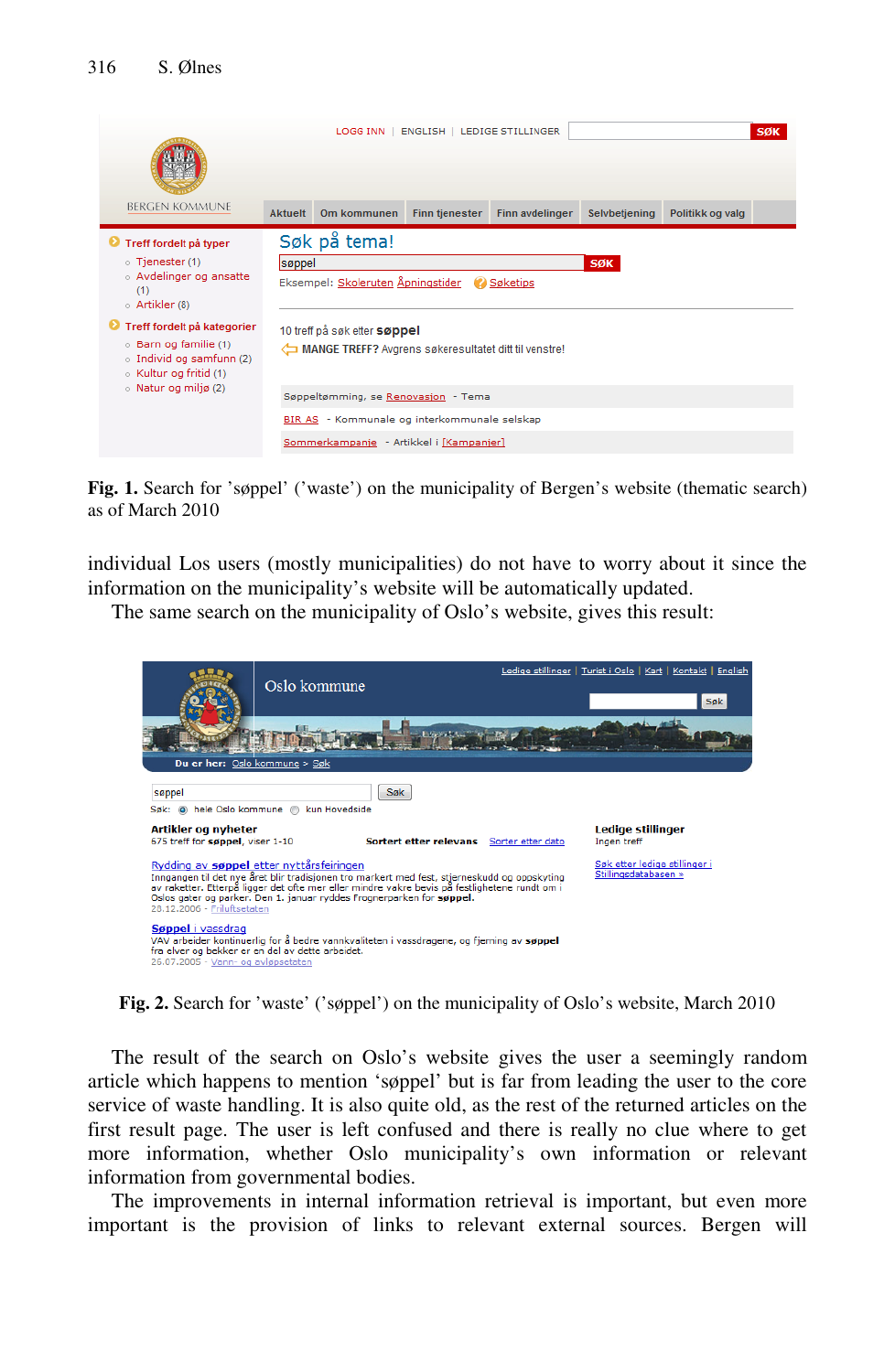**Fig. 1.** Search for 'søppel' ('waste') on the municipality of Bergen's website (thematic search) as of March 2010

individual Los users (mostly municipalities) do not have to worry about it since the information on the municipality's website will be automatically updated.

The same search on the municipality of Oslo's website, gives this result:

**Fig. 2.** Search for 'waste' ('søppel') on the municipality of Oslo's website, March 2010

The result of the search on Oslo's website gives the user a seemingly random article which happens to mention 'søppel' but is far from leading the user to the core service of waste handling. It is also quite old, as the rest of the returned articles on the first result page. The user is left confused and there is really no clue where to get more information, whether Oslo municipality's own information or relevant information from governmental bodies.

The improvements in internal information retrieval is important, but even more important is the provision of links to relevant external sources. Bergen will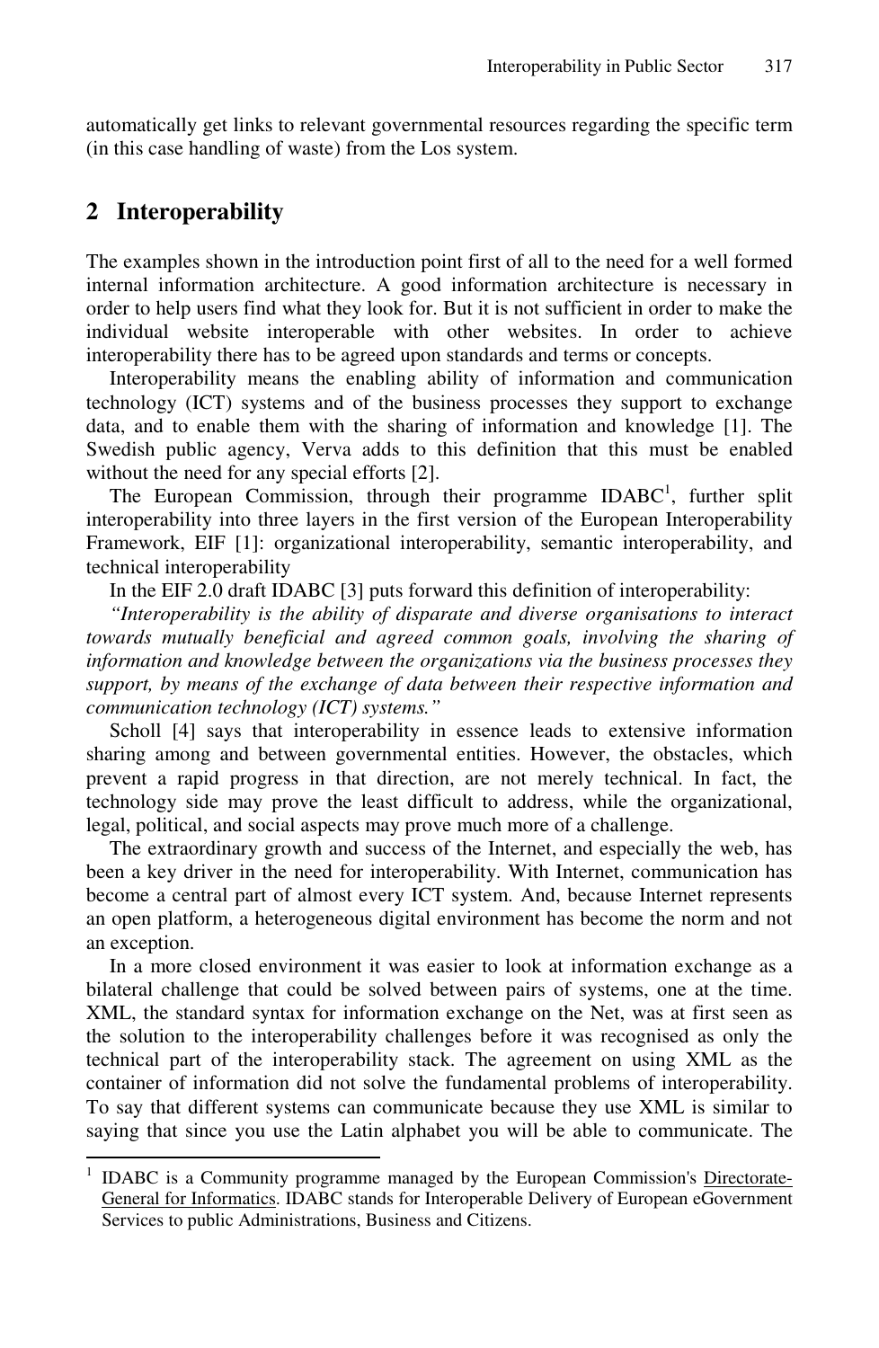automatically get links to relevant governmental resources regarding the specific term (in this case handling of waste) from the Los system.

## 2 Interoperability

The examples shown in the introduction point first of all to the need for a well formed internal information architecture. A good information architecture is necessary in order to help users find what they look for. But it is not sufficient in order to make the individual website interoperable with other websites. In order to achieve interoperability there has to be agreed upon standards and terms or concepts.

Interoperability means the enabling ability of information and communication technology (ICT) systems and of the business processes they support to exchange data, and to enable them with the sharing of information and knowledge [1]. The Swedish public agency, Verva adds to this definition that this must be enabled without the need for any special efforts [2].

The European Commission, through their programme IDABC[1], further split interoperability into three layers in the first version of the European Interoperability Framework, EIF [1]: organizational interoperability, semantic interoperability, and technical interoperability

In the EIF 2.0 draft IDABC [3] puts forward this definition of interoperability:

*"Interoperability is the ability of disparate and diverse organisations to interact towards mutually beneficial and agreed common goals, involving the sharing of information and knowledge between the organizations via the business processes they support, by means of the exchange of data between their respective information and communication technology (ICT) systems."*

Scholl [4] says that interoperability in essence leads to extensive information sharing among and between governmental entities. However, the obstacles, which prevent a rapid progress in that direction, are not merely technical. In fact, the technology side may prove the least difficult to address, while the organizational, legal, political, and social aspects may prove much more of a challenge.

The extraordinary growth and success of the Internet, and especially the web, has been a key driver in the need for interoperability. With Internet, communication has become a central part of almost every ICT system. And, because Internet represents an open platform, a heterogeneous digital environment has become the norm and not an exception.

In a more closed environment it was easier to look at information exchange as a bilateral challenge that could be solved between pairs of systems, one at the time. XML, the standard syntax for information exchange on the Net, was at first seen as the solution to the interoperability challenges before it was recognised as only the technical part of the interoperability stack. The agreement on using XML as the container of information did not solve the fundamental problems of interoperability. To say that different systems can communicate because they use XML is similar to saying that since you use the Latin alphabet you will be able to communicate. The

---

[1] IDABC is a Community programme managed by the European Commission's Directorate-General for Informatics. IDABC stands for Interoperable Delivery of European eGovernment Services to public Administrations, Business and Citizens.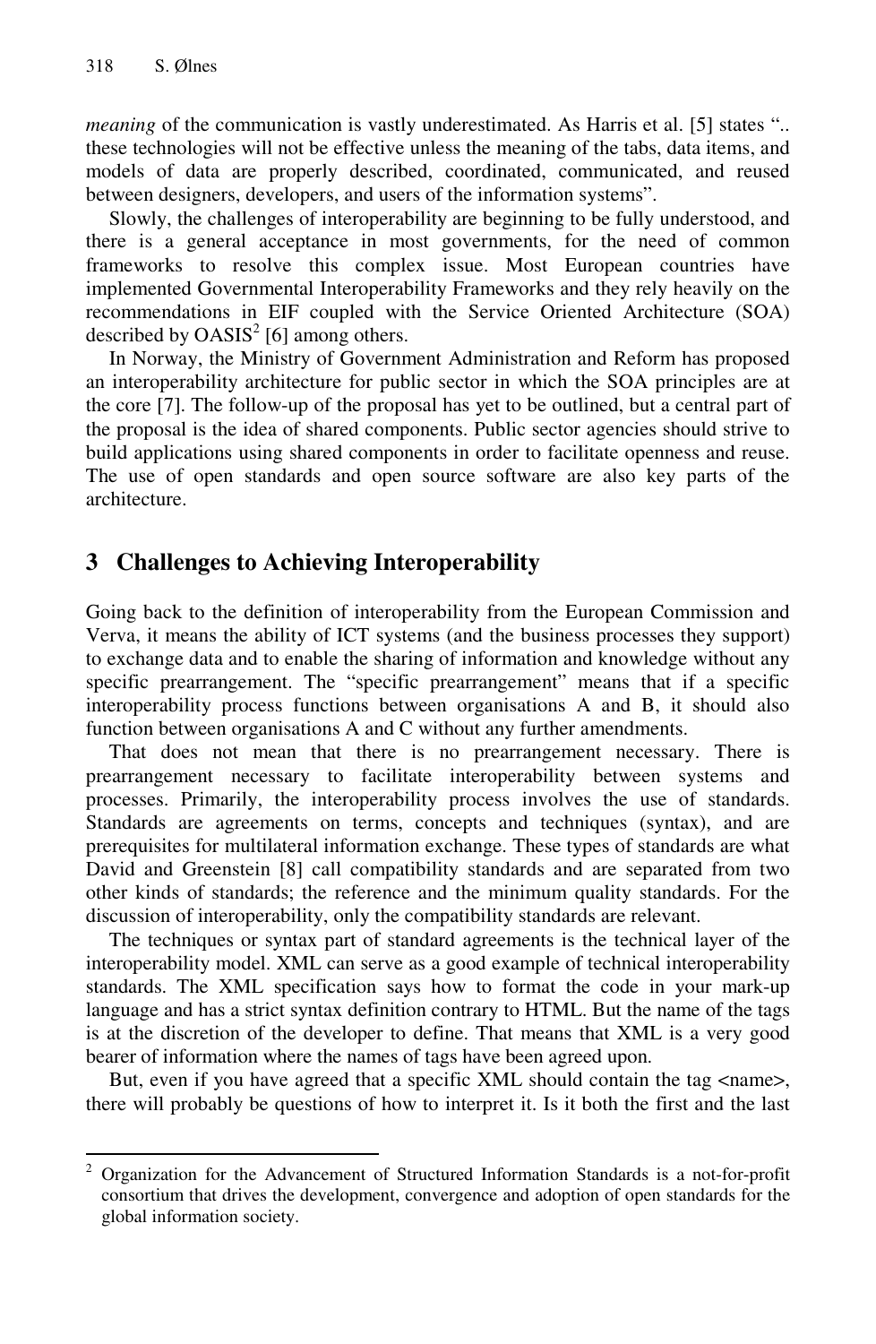*meaning* of the communication is vastly underestimated. As Harris et al. [5] states ".. these technologies will not be effective unless the meaning of the tabs, data items, and models of data are properly described, coordinated, communicated, and reused between designers, developers, and users of the information systems".

Slowly, the challenges of interoperability are beginning to be fully understood, and there is a general acceptance in most governments, for the need of common frameworks to resolve this complex issue. Most European countries have implemented Governmental Interoperability Frameworks and they rely heavily on the recommendations in EIF coupled with the Service Oriented Architecture (SOA) described by OASIS[2] [6] among others.

In Norway, the Ministry of Government Administration and Reform has proposed an interoperability architecture for public sector in which the SOA principles are at the core [7]. The follow-up of the proposal has yet to be outlined, but a central part of the proposal is the idea of shared components. Public sector agencies should strive to build applications using shared components in order to facilitate openness and reuse. The use of open standards and open source software are also key parts of the architecture.

## 3 Challenges to Achieving Interoperability

Going back to the definition of interoperability from the European Commission and Verva, it means the ability of ICT systems (and the business processes they support) to exchange data and to enable the sharing of information and knowledge without any specific prearrangement. The "specific prearrangement" means that if a specific interoperability process functions between organisations A and B, it should also function between organisations A and C without any further amendments.

That does not mean that there is no prearrangement necessary. There is prearrangement necessary to facilitate interoperability between systems and processes. Primarily, the interoperability process involves the use of standards. Standards are agreements on terms, concepts and techniques (syntax), and are prerequisites for multilateral information exchange. These types of standards are what David and Greenstein [8] call compatibility standards and are separated from two other kinds of standards; the reference and the minimum quality standards. For the discussion of interoperability, only the compatibility standards are relevant.

The techniques or syntax part of standard agreements is the technical layer of the interoperability model. XML can serve as a good example of technical interoperability standards. The XML specification says how to format the code in your mark-up language and has a strict syntax definition contrary to HTML. But the name of the tags is at the discretion of the developer to define. That means that XML is a very good bearer of information where the names of tags have been agreed upon.

But, even if you have agreed that a specific XML should contain the tag <name>, there will probably be questions of how to interpret it. Is it both the first and the last

---

[2] Organization for the Advancement of Structured Information Standards is a not-for-profit consortium that drives the development, convergence and adoption of open standards for the global information society.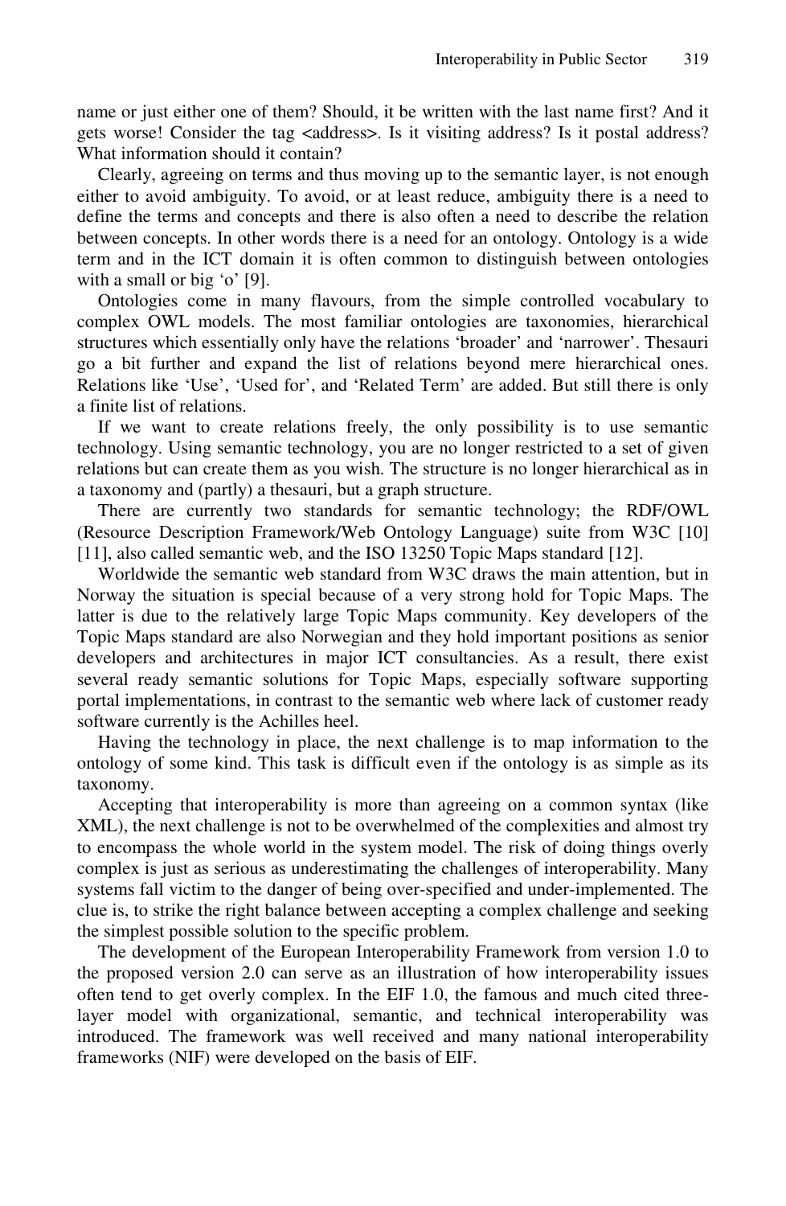name or just either one of them? Should, it be written with the last name first? And it gets worse! Consider the tag <address>. Is it visiting address? Is it postal address? What information should it contain?

Clearly, agreeing on terms and thus moving up to the semantic layer, is not enough either to avoid ambiguity. To avoid, or at least reduce, ambiguity there is a need to define the terms and concepts and there is also often a need to describe the relation between concepts. In other words there is a need for an ontology. Ontology is a wide term and in the ICT domain it is often common to distinguish between ontologies with a small or big 'o' [9].

Ontologies come in many flavours, from the simple controlled vocabulary to complex OWL models. The most familiar ontologies are taxonomies, hierarchical structures which essentially only have the relations 'broader' and 'narrower'. Thesauri go a bit further and expand the list of relations beyond mere hierarchical ones. Relations like 'Use', 'Used for', and 'Related Term' are added. But still there is only a finite list of relations.

If we want to create relations freely, the only possibility is to use semantic technology. Using semantic technology, you are no longer restricted to a set of given relations but can create them as you wish. The structure is no longer hierarchical as in a taxonomy and (partly) a thesauri, but a graph structure.

There are currently two standards for semantic technology; the RDF/OWL (Resource Description Framework/Web Ontology Language) suite from W3C [10] [11], also called semantic web, and the ISO 13250 Topic Maps standard [12].

Worldwide the semantic web standard from W3C draws the main attention, but in Norway the situation is special because of a very strong hold for Topic Maps. The latter is due to the relatively large Topic Maps community. Key developers of the Topic Maps standard are also Norwegian and they hold important positions as senior developers and architectures in major ICT consultancies. As a result, there exist several ready semantic solutions for Topic Maps, especially software supporting portal implementations, in contrast to the semantic web where lack of customer ready software currently is the Achilles heel.

Having the technology in place, the next challenge is to map information to the ontology of some kind. This task is difficult even if the ontology is as simple as its taxonomy.

Accepting that interoperability is more than agreeing on a common syntax (like XML), the next challenge is not to be overwhelmed of the complexities and almost try to encompass the whole world in the system model. The risk of doing things overly complex is just as serious as underestimating the challenges of interoperability. Many systems fall victim to the danger of being over-specified and under-implemented. The clue is, to strike the right balance between accepting a complex challenge and seeking the simplest possible solution to the specific problem.

The development of the European Interoperability Framework from version 1.0 to the proposed version 2.0 can serve as an illustration of how interoperability issues often tend to get overly complex. In the EIF 1.0, the famous and much cited three-layer model with organizational, semantic, and technical interoperability was introduced. The framework was well received and many national interoperability frameworks (NIF) were developed on the basis of EIF.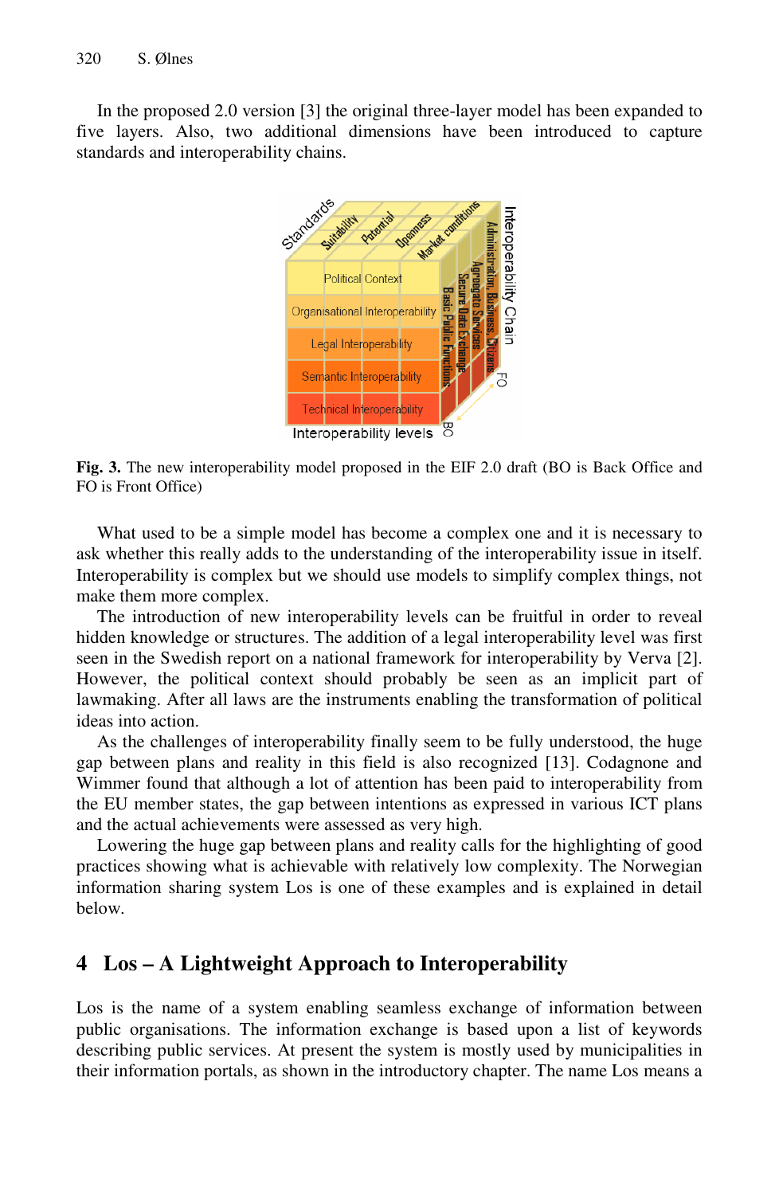In the proposed 2.0 version [3] the original three-layer model has been expanded to five layers. Also, two additional dimensions have been introduced to capture standards and interoperability chains.

**Fig. 3.** The new interoperability model proposed in the EIF 2.0 draft (BO is Back Office and FO is Front Office)

What used to be a simple model has become a complex one and it is necessary to ask whether this really adds to the understanding of the interoperability issue in itself. Interoperability is complex but we should use models to simplify complex things, not make them more complex.

The introduction of new interoperability levels can be fruitful in order to reveal hidden knowledge or structures. The addition of a legal interoperability level was first seen in the Swedish report on a national framework for interoperability by Verva [2]. However, the political context should probably be seen as an implicit part of lawmaking. After all laws are the instruments enabling the transformation of political ideas into action.

As the challenges of interoperability finally seem to be fully understood, the huge gap between plans and reality in this field is also recognized [13]. Codagnone and Wimmer found that although a lot of attention has been paid to interoperability from the EU member states, the gap between intentions as expressed in various ICT plans and the actual achievements were assessed as very high.

Lowering the huge gap between plans and reality calls for the highlighting of good practices showing what is achievable with relatively low complexity. The Norwegian information sharing system Los is one of these examples and is explained in detail below.

## 4 Los – A Lightweight Approach to Interoperability

Los is the name of a system enabling seamless exchange of information between public organisations. The information exchange is based upon a list of keywords describing public services. At present the system is mostly used by municipalities in their information portals, as shown in the introductory chapter. The name Los means a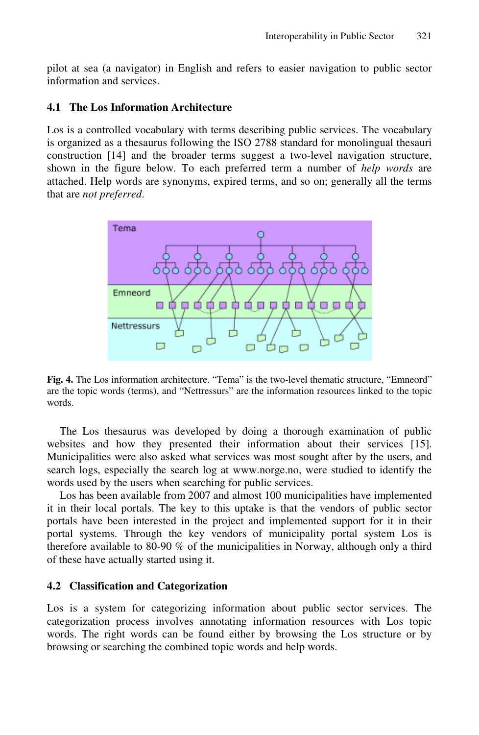pilot at sea (a navigator) in English and refers to easier navigation to public sector information and services.

### 4.1 The Los Information Architecture

Los is a controlled vocabulary with terms describing public services. The vocabulary is organized as a thesaurus following the ISO 2788 standard for monolingual thesauri construction [14] and the broader terms suggest a two-level navigation structure, shown in the figure below. To each preferred term a number of *help words* are attached. Help words are synonyms, expired terms, and so on; generally all the terms that are *not preferred*.

**Fig. 4.** The Los information architecture. "Tema" is the two-level thematic structure, "Emneord" are the topic words (terms), and "Nettressurs" are the information resources linked to the topic words.

The Los thesaurus was developed by doing a thorough examination of public websites and how they presented their information about their services [15]. Municipalities were also asked what services was most sought after by the users, and search logs, especially the search log at www.norge.no, were studied to identify the words used by the users when searching for public services.

Los has been available from 2007 and almost 100 municipalities have implemented it in their local portals. The key to this uptake is that the vendors of public sector portals have been interested in the project and implemented support for it in their portal systems. Through the key vendors of municipality portal system Los is therefore available to 80-90 % of the municipalities in Norway, although only a third of these have actually started using it.

### 4.2 Classification and Categorization

Los is a system for categorizing information about public sector services. The categorization process involves annotating information resources with Los topic words. The right words can be found either by browsing the Los structure or by browsing or searching the combined topic words and help words.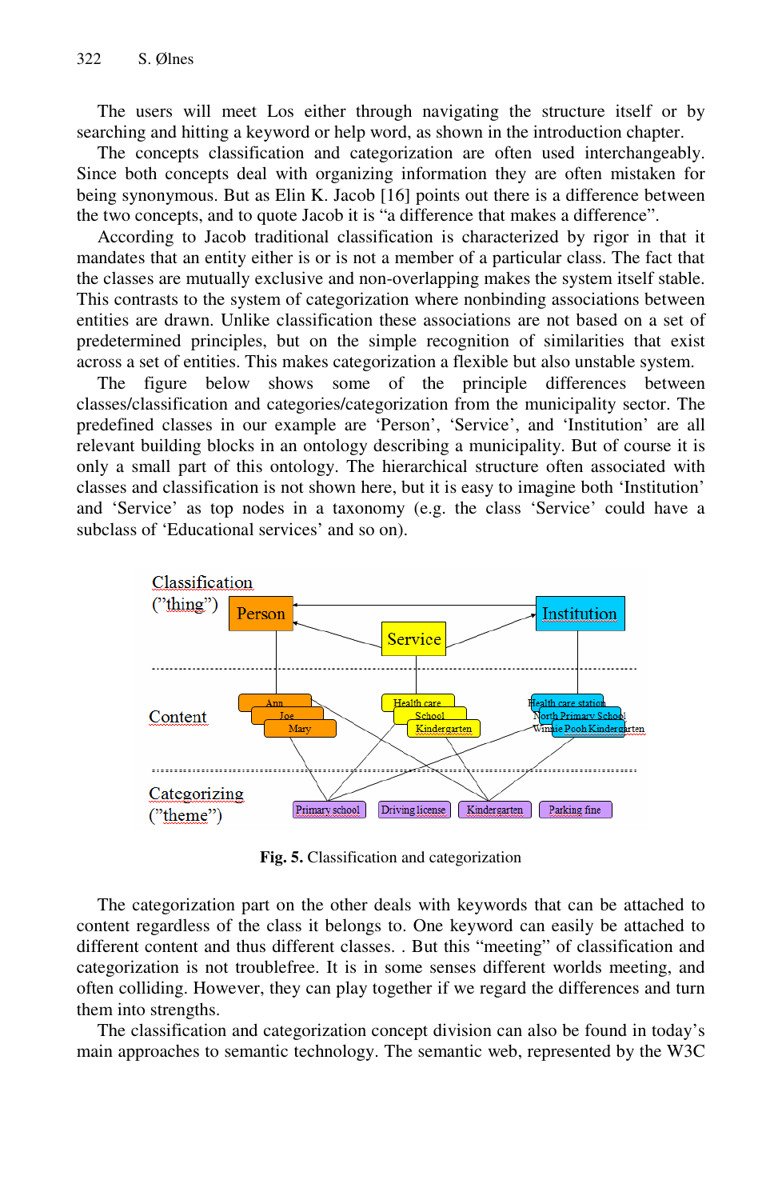The users will meet Los either through navigating the structure itself or by searching and hitting a keyword or help word, as shown in the introduction chapter.

The concepts classification and categorization are often used interchangeably. Since both concepts deal with organizing information they are often mistaken for being synonymous. But as Elin K. Jacob [16] points out there is a difference between the two concepts, and to quote Jacob it is “a difference that makes a difference”.

According to Jacob traditional classification is characterized by rigor in that it mandates that an entity either is or is not a member of a particular class. The fact that the classes are mutually exclusive and non-overlapping makes the system itself stable. This contrasts to the system of categorization where nonbinding associations between entities are drawn. Unlike classification these associations are not based on a set of predetermined principles, but on the simple recognition of similarities that exist across a set of entities. This makes categorization a flexible but also unstable system.

The figure below shows some of the principle differences between classes/classification and categories/categorization from the municipality sector. The predefined classes in our example are ‘Person’, ‘Service’, and ‘Institution’ are all relevant building blocks in an ontology describing a municipality. But of course it is only a small part of this ontology. The hierarchical structure often associated with classes and classification is not shown here, but it is easy to imagine both ‘Institution’ and ‘Service’ as top nodes in a taxonomy (e.g. the class ‘Service’ could have a subclass of ‘Educational services’ and so on).

Classification ("thing") — Person, Service, Institution

Content — Ann, Joe, Mary; Health care, School, Kindergarten; Health care station, North Primary School, Winnie Pooh Kindergarten

Categorizing ("theme") — Primary school, Driving license, Kindergarten, Parking fine

**Fig. 5.** Classification and categorization

The categorization part on the other deals with keywords that can be attached to content regardless of the class it belongs to. One keyword can easily be attached to different content and thus different classes. . But this “meeting” of classification and categorization is not troublefree. It is in some senses different worlds meeting, and often colliding. However, they can play together if we regard the differences and turn them into strengths.

The classification and categorization concept division can also be found in today’s main approaches to semantic technology. The semantic web, represented by the W3C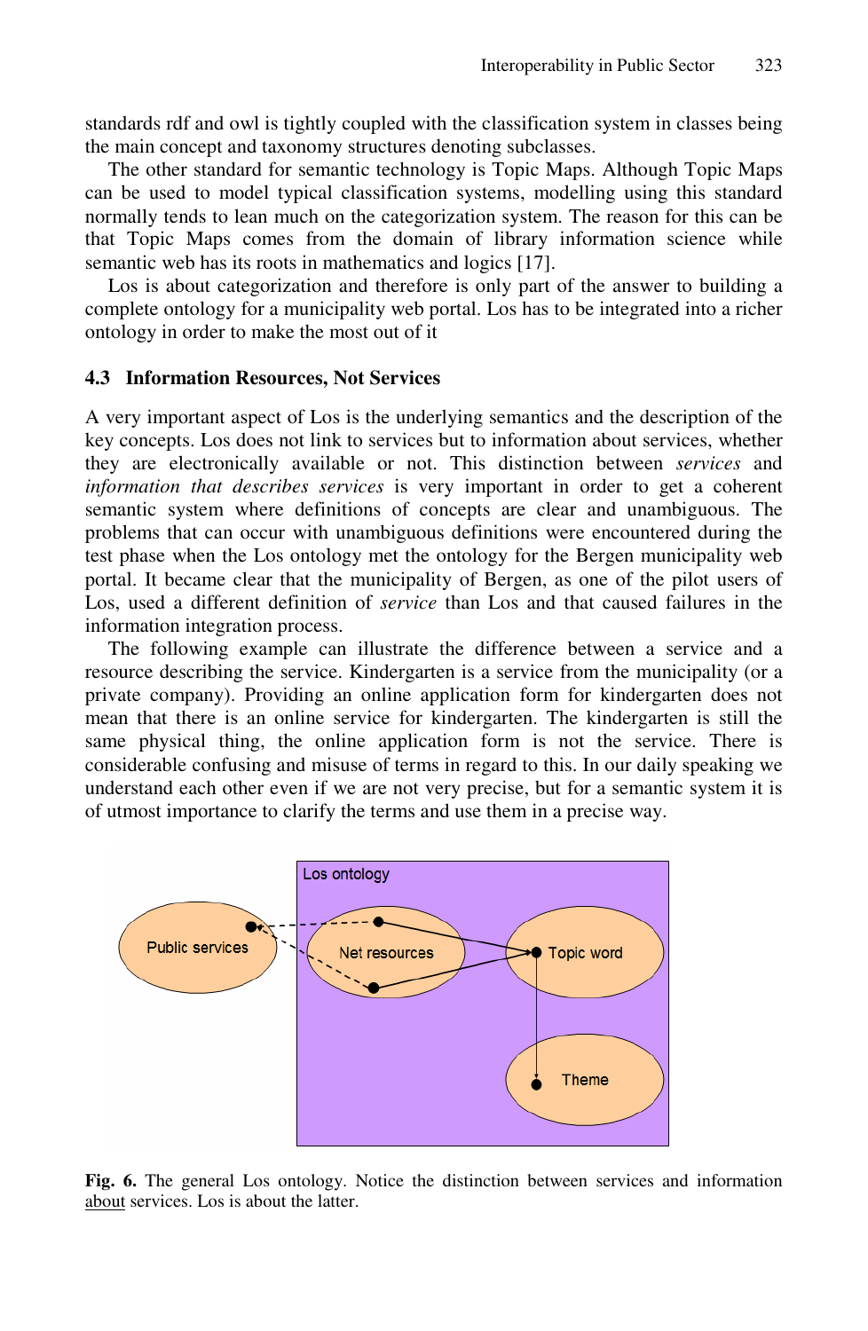standards rdf and owl is tightly coupled with the classification system in classes being the main concept and taxonomy structures denoting subclasses.

The other standard for semantic technology is Topic Maps. Although Topic Maps can be used to model typical classification systems, modelling using this standard normally tends to lean much on the categorization system. The reason for this can be that Topic Maps comes from the domain of library information science while semantic web has its roots in mathematics and logics [17].

Los is about categorization and therefore is only part of the answer to building a complete ontology for a municipality web portal. Los has to be integrated into a richer ontology in order to make the most out of it

### 4.3 Information Resources, Not Services

A very important aspect of Los is the underlying semantics and the description of the key concepts. Los does not link to services but to information about services, whether they are electronically available or not. This distinction between *services* and *information that describes services* is very important in order to get a coherent semantic system where definitions of concepts are clear and unambiguous. The problems that can occur with unambiguous definitions were encountered during the test phase when the Los ontology met the ontology for the Bergen municipality web portal. It became clear that the municipality of Bergen, as one of the pilot users of Los, used a different definition of *service* than Los and that caused failures in the information integration process.

The following example can illustrate the difference between a service and a resource describing the service. Kindergarten is a service from the municipality (or a private company). Providing an online application form for kindergarten does not mean that there is an online service for kindergarten. The kindergarten is still the same physical thing, the online application form is not the service. There is considerable confusing and misuse of terms in regard to this. In our daily speaking we understand each other even if we are not very precise, but for a semantic system it is of utmost importance to clarify the terms and use them in a precise way.

**Fig. 6.** The general Los ontology. Notice the distinction between services and information <u>about</u> services. Los is about the latter.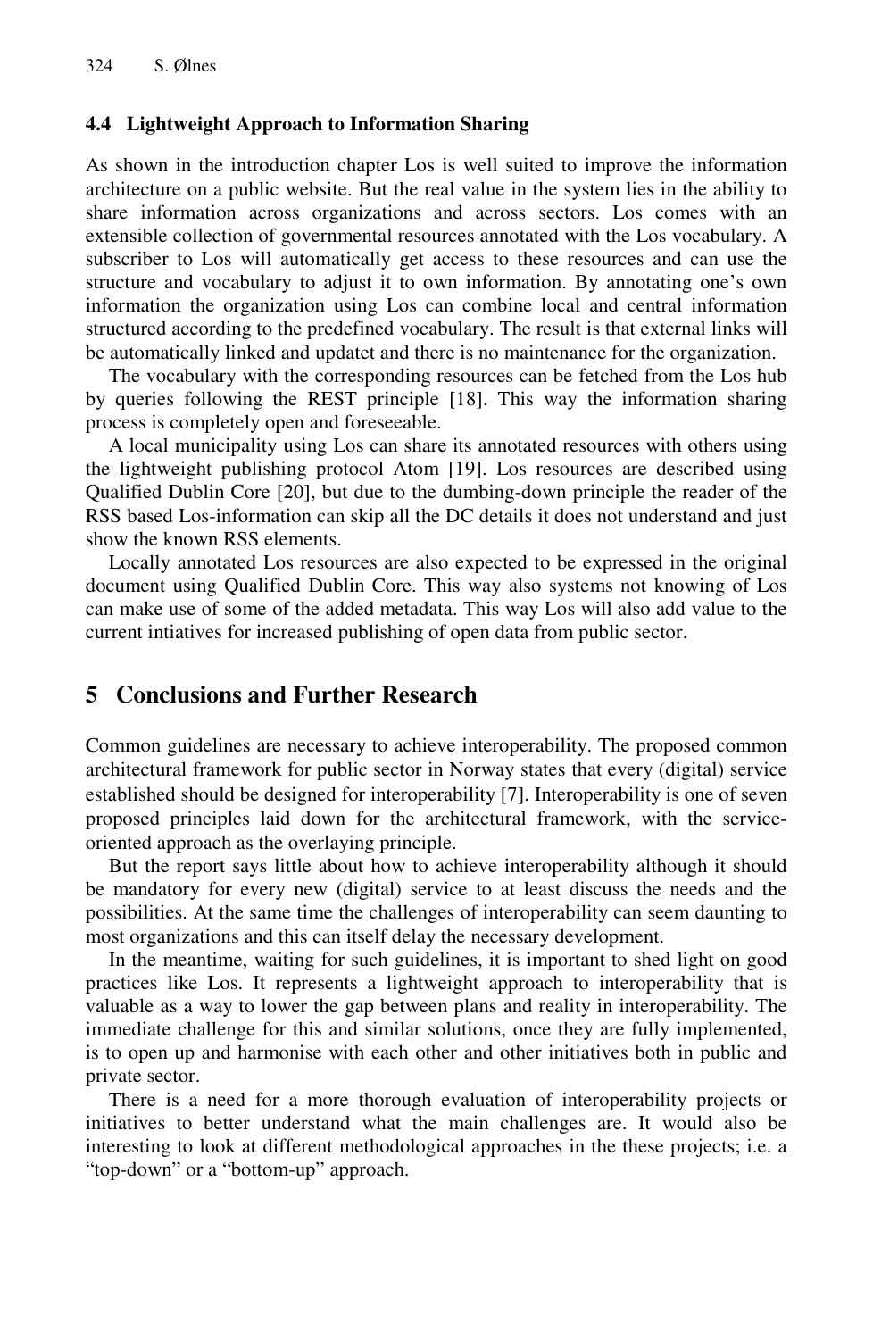### 4.4 Lightweight Approach to Information Sharing

As shown in the introduction chapter Los is well suited to improve the information architecture on a public website. But the real value in the system lies in the ability to share information across organizations and across sectors. Los comes with an extensible collection of governmental resources annotated with the Los vocabulary. A subscriber to Los will automatically get access to these resources and can use the structure and vocabulary to adjust it to own information. By annotating one's own information the organization using Los can combine local and central information structured according to the predefined vocabulary. The result is that external links will be automatically linked and updatet and there is no maintenance for the organization.

The vocabulary with the corresponding resources can be fetched from the Los hub by queries following the REST principle [18]. This way the information sharing process is completely open and foreseeable.

A local municipality using Los can share its annotated resources with others using the lightweight publishing protocol Atom [19]. Los resources are described using Qualified Dublin Core [20], but due to the dumbing-down principle the reader of the RSS based Los-information can skip all the DC details it does not understand and just show the known RSS elements.

Locally annotated Los resources are also expected to be expressed in the original document using Qualified Dublin Core. This way also systems not knowing of Los can make use of some of the added metadata. This way Los will also add value to the current intiatives for increased publishing of open data from public sector.

## 5 Conclusions and Further Research

Common guidelines are necessary to achieve interoperability. The proposed common architectural framework for public sector in Norway states that every (digital) service established should be designed for interoperability [7]. Interoperability is one of seven proposed principles laid down for the architectural framework, with the service-oriented approach as the overlaying principle.

But the report says little about how to achieve interoperability although it should be mandatory for every new (digital) service to at least discuss the needs and the possibilities. At the same time the challenges of interoperability can seem daunting to most organizations and this can itself delay the necessary development.

In the meantime, waiting for such guidelines, it is important to shed light on good practices like Los. It represents a lightweight approach to interoperability that is valuable as a way to lower the gap between plans and reality in interoperability. The immediate challenge for this and similar solutions, once they are fully implemented, is to open up and harmonise with each other and other initiatives both in public and private sector.

There is a need for a more thorough evaluation of interoperability projects or initiatives to better understand what the main challenges are. It would also be interesting to look at different methodological approaches in the these projects; i.e. a "top-down" or a "bottom-up" approach.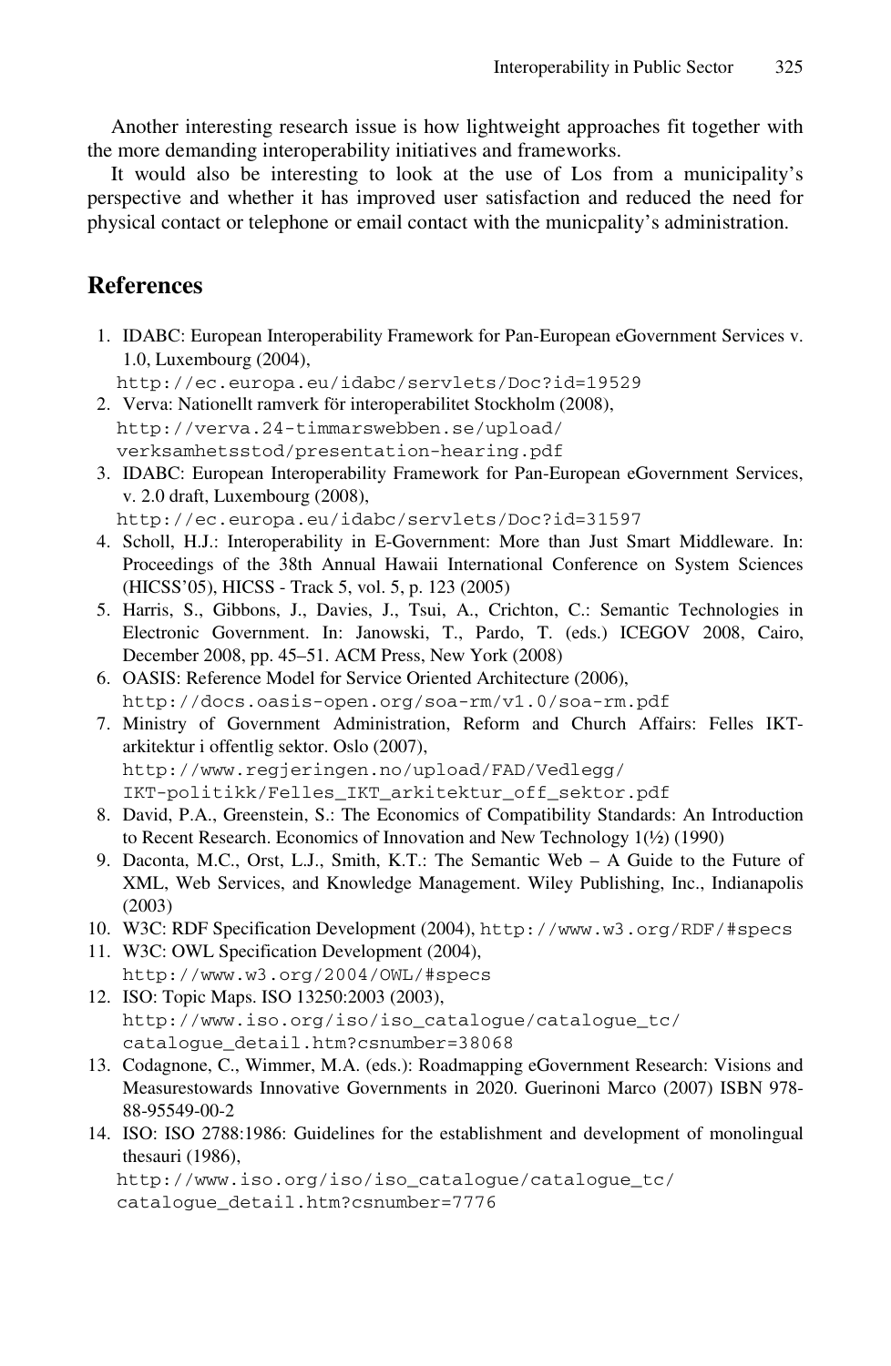Another interesting research issue is how lightweight approaches fit together with the more demanding interoperability initiatives and frameworks.

It would also be interesting to look at the use of Los from a municipality's perspective and whether it has improved user satisfaction and reduced the need for physical contact or telephone or email contact with the municpality's administration.

## References

1. IDABC: European Interoperability Framework for Pan-European eGovernment Services v. 1.0, Luxembourg (2004), http://ec.europa.eu/idabc/servlets/Doc?id=19529
2. Verva: Nationellt ramverk för interoperabilitet Stockholm (2008), http://verva.24-timmarswebben.se/upload/verksamhetsstod/presentation-hearing.pdf
3. IDABC: European Interoperability Framework for Pan-European eGovernment Services, v. 2.0 draft, Luxembourg (2008), http://ec.europa.eu/idabc/servlets/Doc?id=31597
4. Scholl, H.J.: Interoperability in E-Government: More than Just Smart Middleware. In: Proceedings of the 38th Annual Hawaii International Conference on System Sciences (HICSS'05), HICSS - Track 5, vol. 5, p. 123 (2005)
5. Harris, S., Gibbons, J., Davies, J., Tsui, A., Crichton, C.: Semantic Technologies in Electronic Government. In: Janowski, T., Pardo, T. (eds.) ICEGOV 2008, Cairo, December 2008, pp. 45–51. ACM Press, New York (2008)
6. OASIS: Reference Model for Service Oriented Architecture (2006), http://docs.oasis-open.org/soa-rm/v1.0/soa-rm.pdf
7. Ministry of Government Administration, Reform and Church Affairs: Felles IKT-arkitektur i offentlig sektor. Oslo (2007), http://www.regjeringen.no/upload/FAD/Vedlegg/IKT-politikk/Felles_IKT_arkitektur_off_sektor.pdf
8. David, P.A., Greenstein, S.: The Economics of Compatibility Standards: An Introduction to Recent Research. Economics of Innovation and New Technology 1(½) (1990)
9. Daconta, M.C., Orst, L.J., Smith, K.T.: The Semantic Web – A Guide to the Future of XML, Web Services, and Knowledge Management. Wiley Publishing, Inc., Indianapolis (2003)
10. W3C: RDF Specification Development (2004), http://www.w3.org/RDF/#specs
11. W3C: OWL Specification Development (2004), http://www.w3.org/2004/OWL/#specs
12. ISO: Topic Maps. ISO 13250:2003 (2003), http://www.iso.org/iso/iso_catalogue/catalogue_tc/catalogue_detail.htm?csnumber=38068
13. Codagnone, C., Wimmer, M.A. (eds.): Roadmapping eGovernment Research: Visions and Measurestowards Innovative Governments in 2020. Guerinoni Marco (2007) ISBN 978-88-95549-00-2
14. ISO: ISO 2788:1986: Guidelines for the establishment and development of monolingual thesauri (1986), http://www.iso.org/iso/iso_catalogue/catalogue_tc/catalogue_detail.htm?csnumber=7776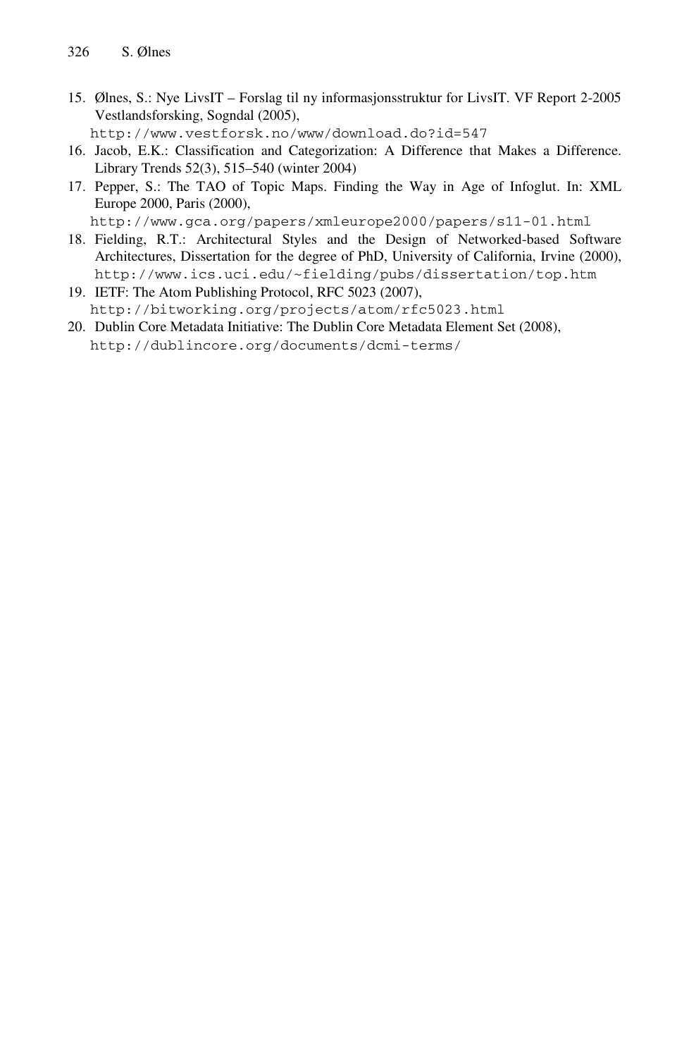15. Ølnes, S.: Nye LivsIT – Forslag til ny informasjonsstruktur for LivsIT. VF Report 2-2005 Vestlandsforsking, Sogndal (2005), http://www.vestforsk.no/www/download.do?id=547
16. Jacob, E.K.: Classification and Categorization: A Difference that Makes a Difference. Library Trends 52(3), 515–540 (winter 2004)
17. Pepper, S.: The TAO of Topic Maps. Finding the Way in Age of Infoglut. In: XML Europe 2000, Paris (2000), http://www.gca.org/papers/xmleurope2000/papers/s11-01.html
18. Fielding, R.T.: Architectural Styles and the Design of Networked-based Software Architectures, Dissertation for the degree of PhD, University of California, Irvine (2000), http://www.ics.uci.edu/~fielding/pubs/dissertation/top.htm
19. IETF: The Atom Publishing Protocol, RFC 5023 (2007), http://bitworking.org/projects/atom/rfc5023.html
20. Dublin Core Metadata Initiative: The Dublin Core Metadata Element Set (2008), http://dublincore.org/documents/dcmi-terms/